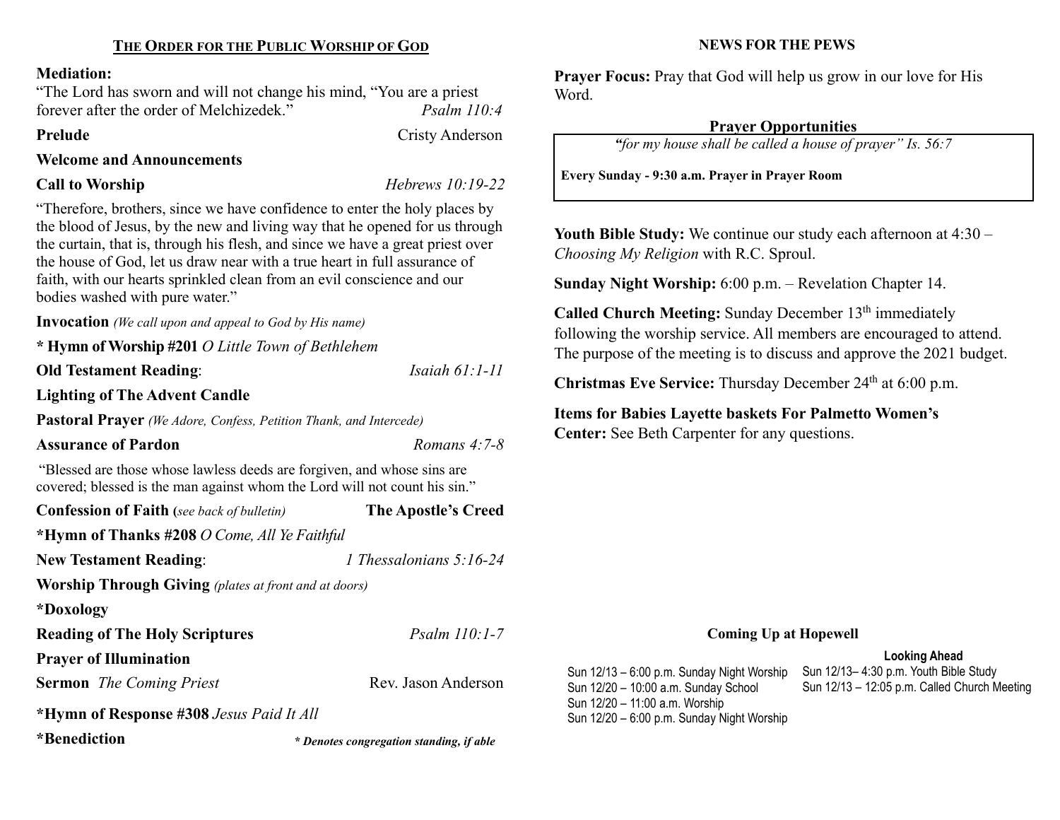## THE ORDER FOR THE PUBLIC WORSHIP OF GOD

**Mediation:**
"The Lord has sworn and will not change his mind, "You are a priest forever after the order of Melchizedek." *Psalm 110:4*

**Prelude** — Cristy Anderson

**Welcome and Announcements**

**Call to Worship** — *Hebrews 10:19-22*

"Therefore, brothers, since we have confidence to enter the holy places by the blood of Jesus, by the new and living way that he opened for us through the curtain, that is, through his flesh, and since we have a great priest over the house of God, let us draw near with a true heart in full assurance of faith, with our hearts sprinkled clean from an evil conscience and our bodies washed with pure water."

**Invocation** *(We call upon and appeal to God by His name)*

**\* Hymn of Worship #201** *O Little Town of Bethlehem*

**Old Testament Reading**: *Isaiah 61:1-11*

**Lighting of The Advent Candle**

**Pastoral Prayer** *(We Adore, Confess, Petition Thank, and Intercede)*

**Assurance of Pardon** — *Romans 4:7-8*

"Blessed are those whose lawless deeds are forgiven, and whose sins are covered; blessed is the man against whom the Lord will not count his sin."

**Confession of Faith (***see back of bulletin***)** — **The Apostle's Creed**

**\*Hymn of Thanks #208** *O Come, All Ye Faithful*

**New Testament Reading**: *1 Thessalonians 5:16-24*

**Worship Through Giving** *(plates at front and at doors)*

**\*Doxology**

**Reading of The Holy Scriptures** — *Psalm 110:1-7*

**Prayer of Illumination**

**Sermon** *The Coming Priest* — Rev. Jason Anderson

**\*Hymn of Response #308** *Jesus Paid It All*

**\*Benediction**

***\* Denotes congregation standing, if able***

## NEWS FOR THE PEWS

**Prayer Focus:** Pray that God will help us grow in our love for His Word.

### Prayer Opportunities

*"for my house shall be called a house of prayer" Is. 56:7*

**Every Sunday - 9:30 a.m. Prayer in Prayer Room**

**Youth Bible Study:** We continue our study each afternoon at 4:30 – *Choosing My Religion* with R.C. Sproul.

**Sunday Night Worship:** 6:00 p.m. – Revelation Chapter 14.

**Called Church Meeting:** Sunday December 13th immediately following the worship service. All members are encouraged to attend. The purpose of the meeting is to discuss and approve the 2021 budget.

**Christmas Eve Service:** Thursday December 24th at 6:00 p.m.

**Items for Babies Layette baskets For Palmetto Women's Center:** See Beth Carpenter for any questions.

### Coming Up at Hopewell

Sun 12/13 – 6:00 p.m. Sunday Night Worship
Sun 12/20 – 10:00 a.m. Sunday School
Sun 12/20 – 11:00 a.m. Worship
Sun 12/20 – 6:00 p.m. Sunday Night Worship

**Looking Ahead**

Sun 12/13– 4:30 p.m. Youth Bible Study
Sun 12/13 – 12:05 p.m. Called Church Meeting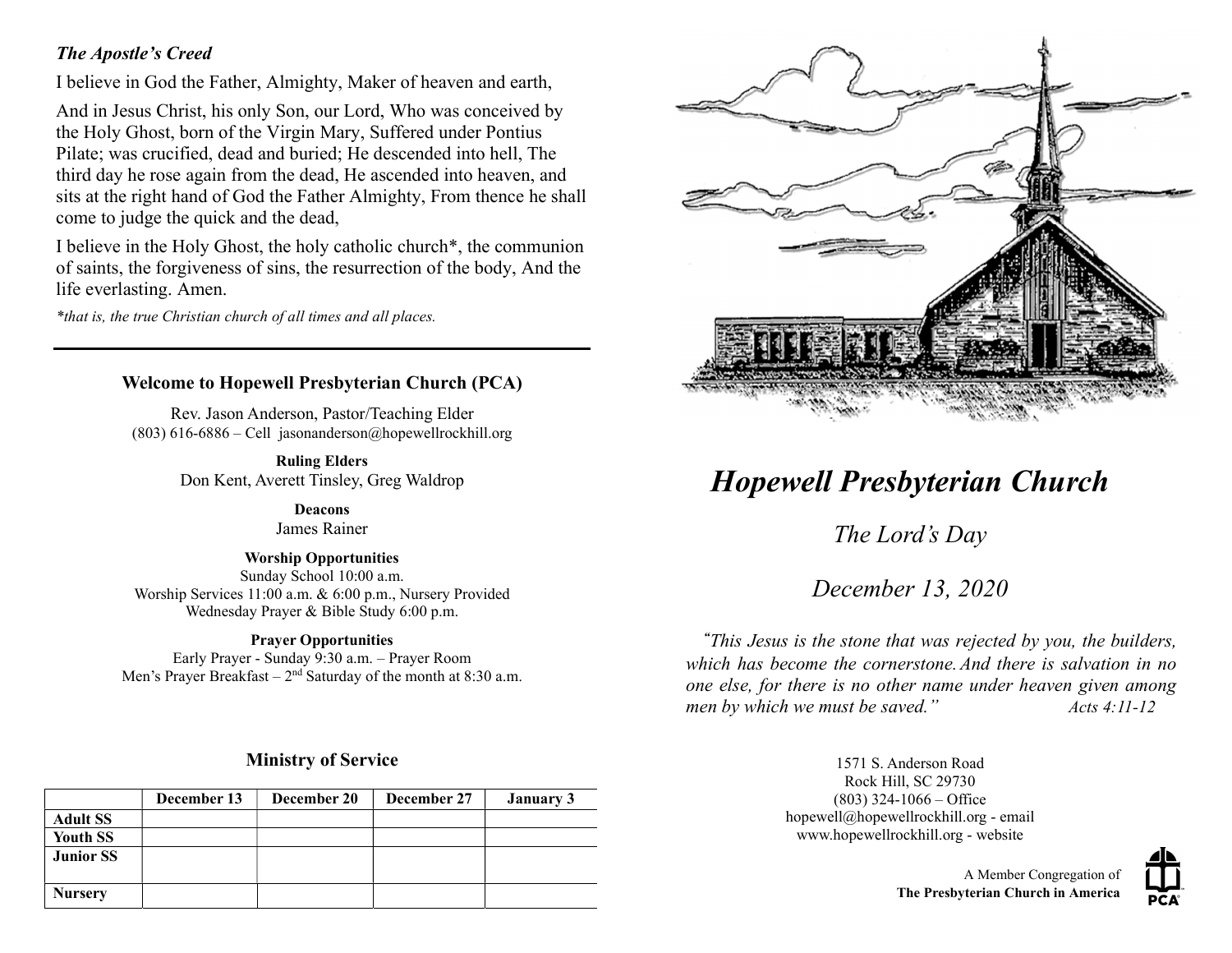*The Apostle's Creed*

I believe in God the Father, Almighty, Maker of heaven and earth,

And in Jesus Christ, his only Son, our Lord, Who was conceived by the Holy Ghost, born of the Virgin Mary, Suffered under Pontius Pilate; was crucified, dead and buried; He descended into hell, The third day he rose again from the dead, He ascended into heaven, and sits at the right hand of God the Father Almighty, From thence he shall come to judge the quick and the dead,

I believe in the Holy Ghost, the holy catholic church*, the communion of saints, the forgiveness of sins, the resurrection of the body, And the life everlasting. Amen.

*\*that is, the true Christian church of all times and all places.*

---

**Welcome to Hopewell Presbyterian Church (PCA)**

Rev. Jason Anderson, Pastor/Teaching Elder
(803) 616-6886 – Cell jasonanderson@hopewellrockhill.org

**Ruling Elders**
Don Kent, Averett Tinsley, Greg Waldrop

**Deacons**
James Rainer

**Worship Opportunities**
Sunday School 10:00 a.m.
Worship Services 11:00 a.m. & 6:00 p.m., Nursery Provided
Wednesday Prayer & Bible Study 6:00 p.m.

**Prayer Opportunities**
Early Prayer - Sunday 9:30 a.m. – Prayer Room
Men's Prayer Breakfast – 2nd Saturday of the month at 8:30 a.m.

## Ministry of Service

| | December 13 | December 20 | December 27 | January 3 |
|---|---|---|---|---|
| **Adult SS** | | | | |
| **Youth SS** | | | | |
| **Junior SS** | | | | |
| **Nursery** | | | | |

# *Hopewell Presbyterian Church*

*The Lord's Day*

*December 13, 2020*

*"This Jesus is the stone that was rejected by you, the builders, which has become the cornerstone. And there is salvation in no one else, for there is no other name under heaven given among men by which we must be saved."* *Acts 4:11-12*

1571 S. Anderson Road
Rock Hill, SC 29730
(803) 324-1066 – Office
hopewell@hopewellrockhill.org - email
www.hopewellrockhill.org - website

A Member Congregation of
**The Presbyterian Church in America**